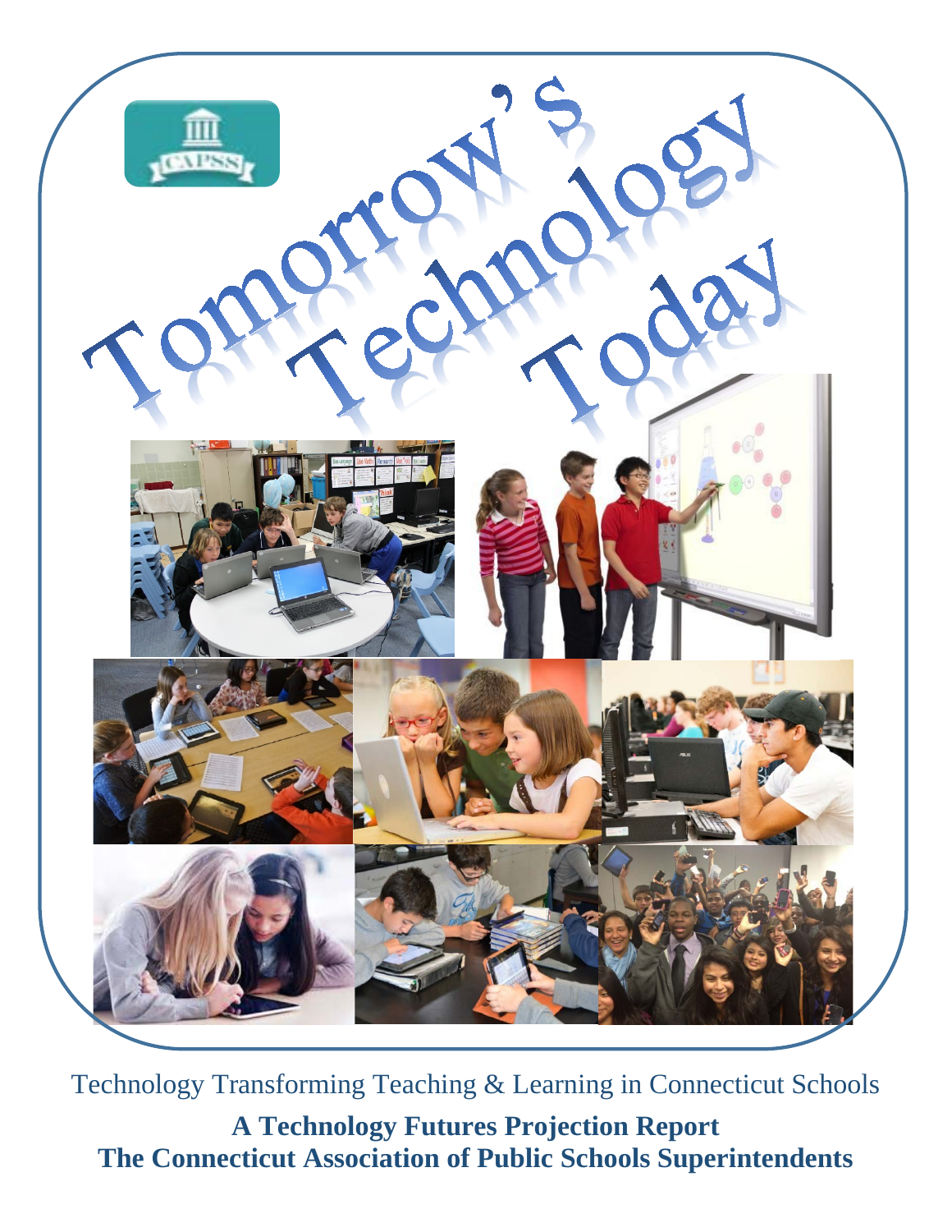# Tomorrow's Technology Today

Technology Transforming Teaching & Learning in Connecticut Schools

**A Technology Futures Projection Report**
**The Connecticut Association of Public Schools Superintendents**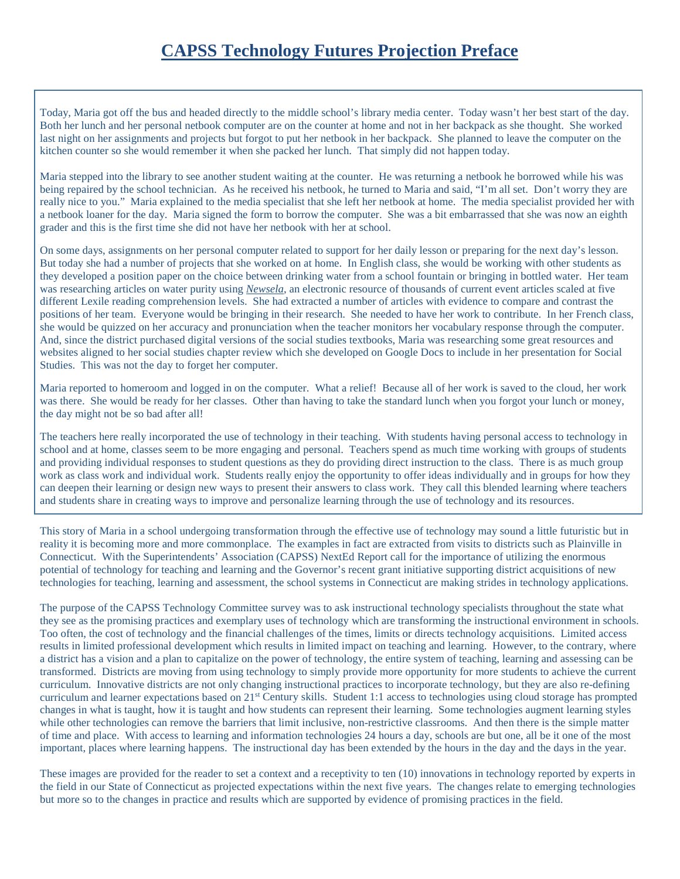# CAPSS Technology Futures Projection Preface

Today, Maria got off the bus and headed directly to the middle school's library media center. Today wasn't her best start of the day. Both her lunch and her personal netbook computer are on the counter at home and not in her backpack as she thought. She worked last night on her assignments and projects but forgot to put her netbook in her backpack. She planned to leave the computer on the kitchen counter so she would remember it when she packed her lunch. That simply did not happen today.

Maria stepped into the library to see another student waiting at the counter. He was returning a netbook he borrowed while his was being repaired by the school technician. As he received his netbook, he turned to Maria and said, "I'm all set. Don't worry they are really nice to you." Maria explained to the media specialist that she left her netbook at home. The media specialist provided her with a netbook loaner for the day. Maria signed the form to borrow the computer. She was a bit embarrassed that she was now an eighth grader and this is the first time she did not have her netbook with her at school.

On some days, assignments on her personal computer related to support for her daily lesson or preparing for the next day's lesson. But today she had a number of projects that she worked on at home. In English class, she would be working with other students as they developed a position paper on the choice between drinking water from a school fountain or bringing in bottled water. Her team was researching articles on water purity using *Newsela*, an electronic resource of thousands of current event articles scaled at five different Lexile reading comprehension levels. She had extracted a number of articles with evidence to compare and contrast the positions of her team. Everyone would be bringing in their research. She needed to have her work to contribute. In her French class, she would be quizzed on her accuracy and pronunciation when the teacher monitors her vocabulary response through the computer. And, since the district purchased digital versions of the social studies textbooks, Maria was researching some great resources and websites aligned to her social studies chapter review which she developed on Google Docs to include in her presentation for Social Studies. This was not the day to forget her computer.

Maria reported to homeroom and logged in on the computer. What a relief! Because all of her work is saved to the cloud, her work was there. She would be ready for her classes. Other than having to take the standard lunch when you forgot your lunch or money, the day might not be so bad after all!

The teachers here really incorporated the use of technology in their teaching. With students having personal access to technology in school and at home, classes seem to be more engaging and personal. Teachers spend as much time working with groups of students and providing individual responses to student questions as they do providing direct instruction to the class. There is as much group work as class work and individual work. Students really enjoy the opportunity to offer ideas individually and in groups for how they can deepen their learning or design new ways to present their answers to class work. They call this blended learning where teachers and students share in creating ways to improve and personalize learning through the use of technology and its resources.

This story of Maria in a school undergoing transformation through the effective use of technology may sound a little futuristic but in reality it is becoming more and more commonplace. The examples in fact are extracted from visits to districts such as Plainville in Connecticut. With the Superintendents' Association (CAPSS) NextEd Report call for the importance of utilizing the enormous potential of technology for teaching and learning and the Governor's recent grant initiative supporting district acquisitions of new technologies for teaching, learning and assessment, the school systems in Connecticut are making strides in technology applications.

The purpose of the CAPSS Technology Committee survey was to ask instructional technology specialists throughout the state what they see as the promising practices and exemplary uses of technology which are transforming the instructional environment in schools. Too often, the cost of technology and the financial challenges of the times, limits or directs technology acquisitions. Limited access results in limited professional development which results in limited impact on teaching and learning. However, to the contrary, where a district has a vision and a plan to capitalize on the power of technology, the entire system of teaching, learning and assessing can be transformed. Districts are moving from using technology to simply provide more opportunity for more students to achieve the current curriculum. Innovative districts are not only changing instructional practices to incorporate technology, but they are also re-defining curriculum and learner expectations based on 21st Century skills. Student 1:1 access to technologies using cloud storage has prompted changes in what is taught, how it is taught and how students can represent their learning. Some technologies augment learning styles while other technologies can remove the barriers that limit inclusive, non-restrictive classrooms. And then there is the simple matter of time and place. With access to learning and information technologies 24 hours a day, schools are but one, all be it one of the most important, places where learning happens. The instructional day has been extended by the hours in the day and the days in the year.

These images are provided for the reader to set a context and a receptivity to ten (10) innovations in technology reported by experts in the field in our State of Connecticut as projected expectations within the next five years. The changes relate to emerging technologies but more so to the changes in practice and results which are supported by evidence of promising practices in the field.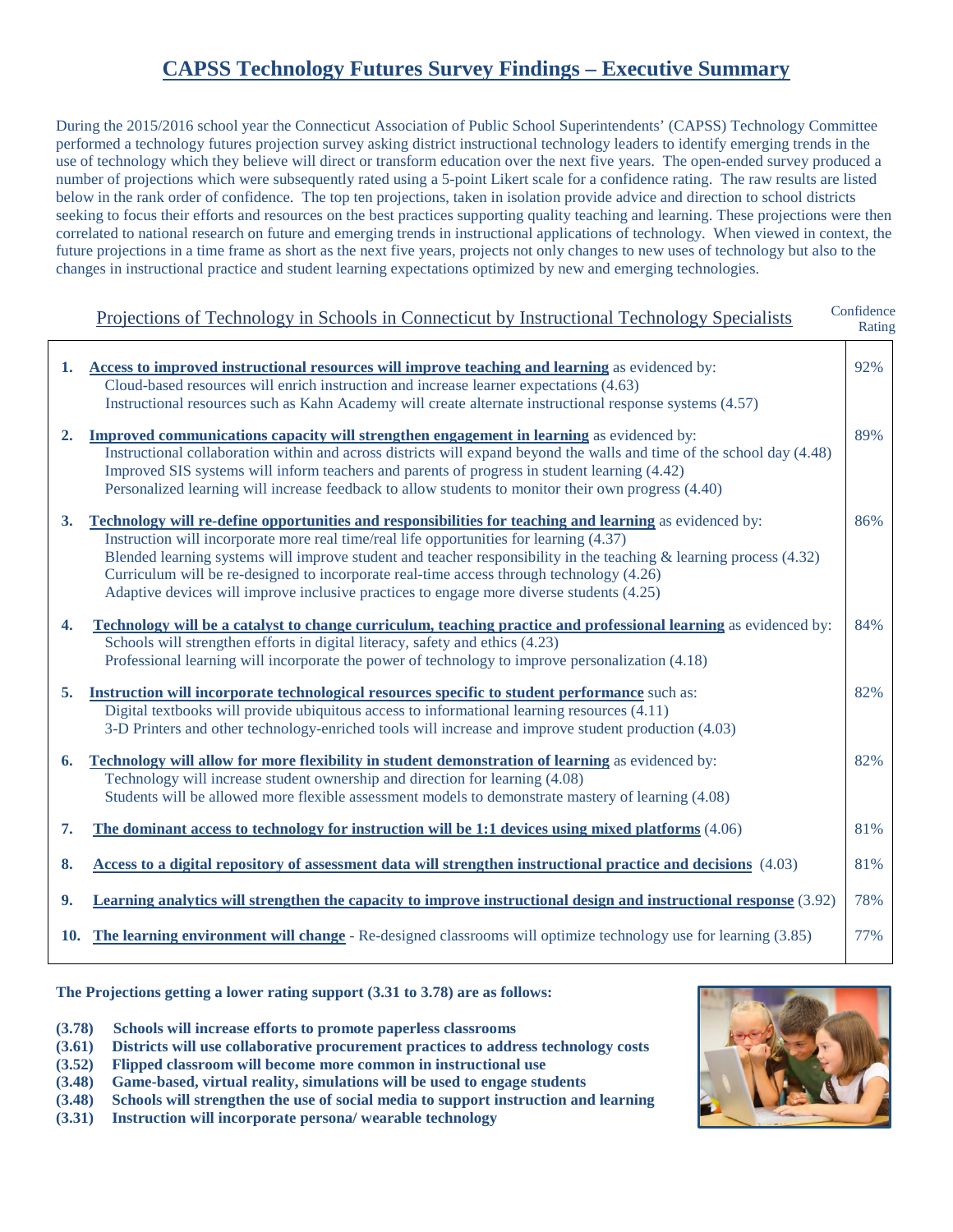# CAPSS Technology Futures Survey Findings – Executive Summary

During the 2015/2016 school year the Connecticut Association of Public School Superintendents' (CAPSS) Technology Committee performed a technology futures projection survey asking district instructional technology leaders to identify emerging trends in the use of technology which they believe will direct or transform education over the next five years. The open-ended survey produced a number of projections which were subsequently rated using a 5-point Likert scale for a confidence rating. The raw results are listed below in the rank order of confidence. The top ten projections, taken in isolation provide advice and direction to school districts seeking to focus their efforts and resources on the best practices supporting quality teaching and learning. These projections were then correlated to national research on future and emerging trends in instructional applications of technology. When viewed in context, the future projections in a time frame as short as the next five years, projects not only changes to new uses of technology but also to the changes in instructional practice and student learning expectations optimized by new and emerging technologies.

| Projections of Technology in Schools in Connecticut by Instructional Technology Specialists | Confidence Rating |
|---|---|
| **1. Access to improved instructional resources will improve teaching and learning** as evidenced by:<br>Cloud-based resources will enrich instruction and increase learner expectations (4.63)<br>Instructional resources such as Kahn Academy will create alternate instructional response systems (4.57) | 92% |
| **2. Improved communications capacity will strengthen engagement in learning** as evidenced by:<br>Instructional collaboration within and across districts will expand beyond the walls and time of the school day (4.48)<br>Improved SIS systems will inform teachers and parents of progress in student learning (4.42)<br>Personalized learning will increase feedback to allow students to monitor their own progress (4.40) | 89% |
| **3. Technology will re-define opportunities and responsibilities for teaching and learning** as evidenced by:<br>Instruction will incorporate more real time/real life opportunities for learning (4.37)<br>Blended learning systems will improve student and teacher responsibility in the teaching & learning process (4.32)<br>Curriculum will be re-designed to incorporate real-time access through technology (4.26)<br>Adaptive devices will improve inclusive practices to engage more diverse students (4.25) | 86% |
| **4. Technology will be a catalyst to change curriculum, teaching practice and professional learning** as evidenced by:<br>Schools will strengthen efforts in digital literacy, safety and ethics (4.23)<br>Professional learning will incorporate the power of technology to improve personalization (4.18) | 84% |
| **5. Instruction will incorporate technological resources specific to student performance** such as:<br>Digital textbooks will provide ubiquitous access to informational learning resources (4.11)<br>3-D Printers and other technology-enriched tools will increase and improve student production (4.03) | 82% |
| **6. Technology will allow for more flexibility in student demonstration of learning** as evidenced by:<br>Technology will increase student ownership and direction for learning (4.08)<br>Students will be allowed more flexible assessment models to demonstrate mastery of learning (4.08) | 82% |
| **7. The dominant access to technology for instruction will be 1:1 devices using mixed platforms** (4.06) | 81% |
| **8. Access to a digital repository of assessment data will strengthen instructional practice and decisions** (4.03) | 81% |
| **9. Learning analytics will strengthen the capacity to improve instructional design and instructional response** (3.92) | 78% |
| **10. The learning environment will change** - Re-designed classrooms will optimize technology use for learning (3.85) | 77% |

**The Projections getting a lower rating support (3.31 to 3.78) are as follows:**

- **(3.78) Schools will increase efforts to promote paperless classrooms**
- **(3.61) Districts will use collaborative procurement practices to address technology costs**
- **(3.52) Flipped classroom will become more common in instructional use**
- **(3.48) Game-based, virtual reality, simulations will be used to engage students**
- **(3.48) Schools will strengthen the use of social media to support instruction and learning**
- **(3.31) Instruction will incorporate persona/ wearable technology**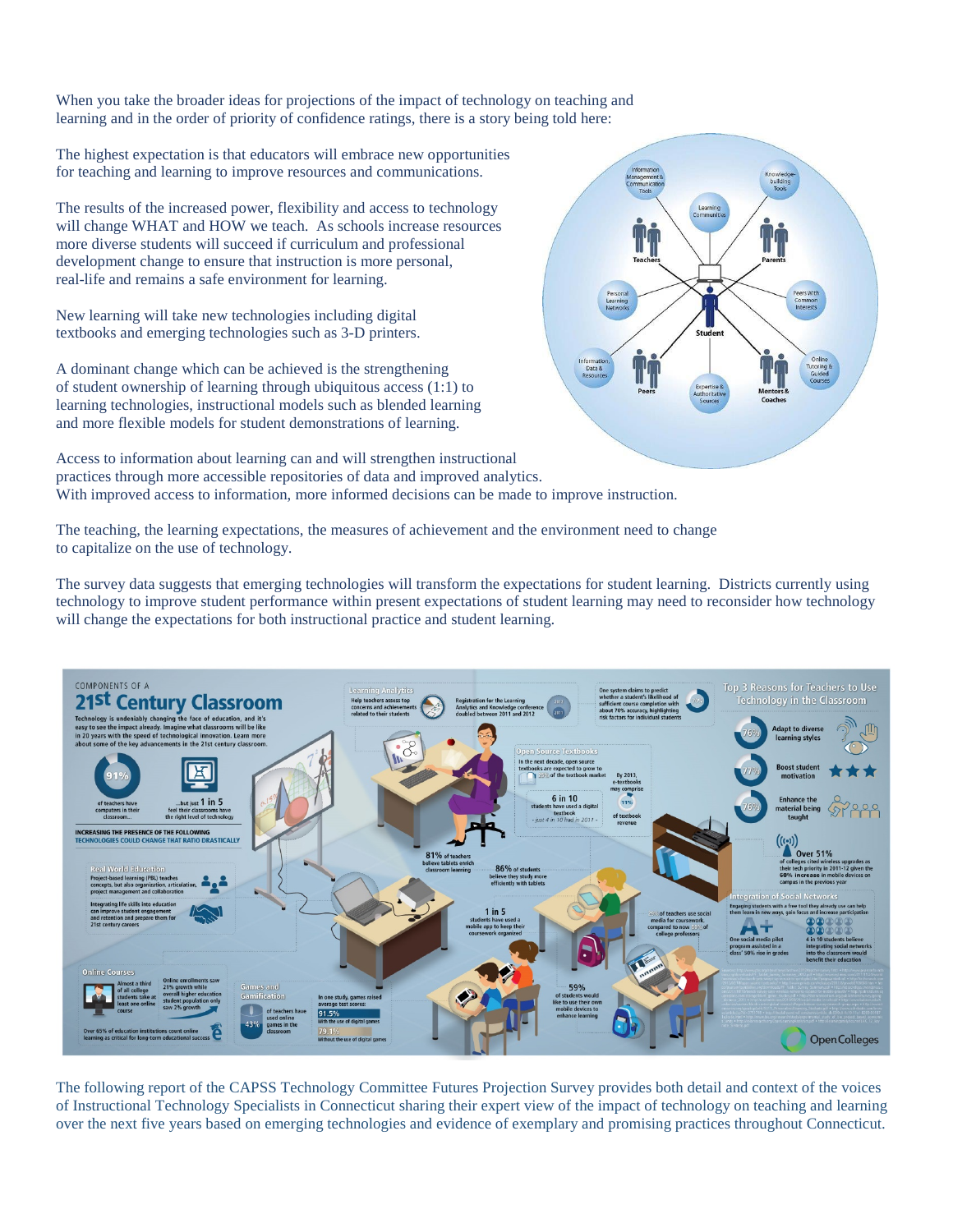When you take the broader ideas for projections of the impact of technology on teaching and learning and in the order of priority of confidence ratings, there is a story being told here:

The highest expectation is that educators will embrace new opportunities for teaching and learning to improve resources and communications.

The results of the increased power, flexibility and access to technology will change WHAT and HOW we teach. As schools increase resources more diverse students will succeed if curriculum and professional development change to ensure that instruction is more personal, real-life and remains a safe environment for learning.

New learning will take new technologies including digital textbooks and emerging technologies such as 3-D printers.

A dominant change which can be achieved is the strengthening of student ownership of learning through ubiquitous access (1:1) to learning technologies, instructional models such as blended learning and more flexible models for student demonstrations of learning.

Access to information about learning can and will strengthen instructional practices through more accessible repositories of data and improved analytics. With improved access to information, more informed decisions can be made to improve instruction.

The teaching, the learning expectations, the measures of achievement and the environment need to change to capitalize on the use of technology.

The survey data suggests that emerging technologies will transform the expectations for student learning. Districts currently using technology to improve student performance within present expectations of student learning may need to reconsider how technology will change the expectations for both instructional practice and student learning.

The following report of the CAPSS Technology Committee Futures Projection Survey provides both detail and context of the voices of Instructional Technology Specialists in Connecticut sharing their expert view of the impact of technology on teaching and learning over the next five years based on emerging technologies and evidence of exemplary and promising practices throughout Connecticut.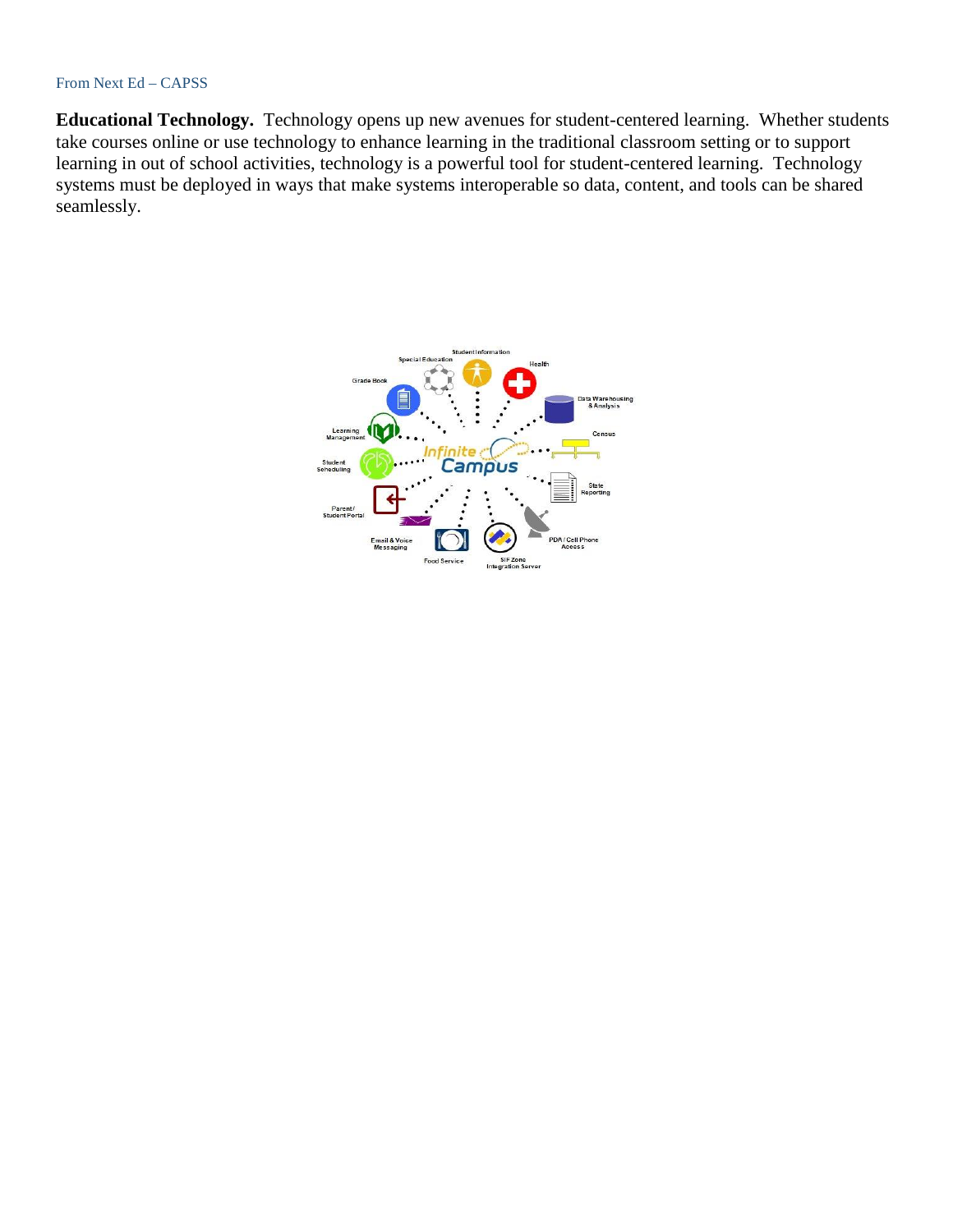From Next Ed – CAPSS

**Educational Technology.** Technology opens up new avenues for student-centered learning. Whether students take courses online or use technology to enhance learning in the traditional classroom setting or to support learning in out of school activities, technology is a powerful tool for student-centered learning. Technology systems must be deployed in ways that make systems interoperable so data, content, and tools can be shared seamlessly.

Infinite Campus

Student Information

Special Education

Health

Grade Book

Data Warehousing & Analysis

Learning Management

Census

Student Scheduling

State Reporting

Parent/ Student Portal

PDA / Cell Phone Access

Email & Voice Messaging

Food Service

SIF Zone Integration Server